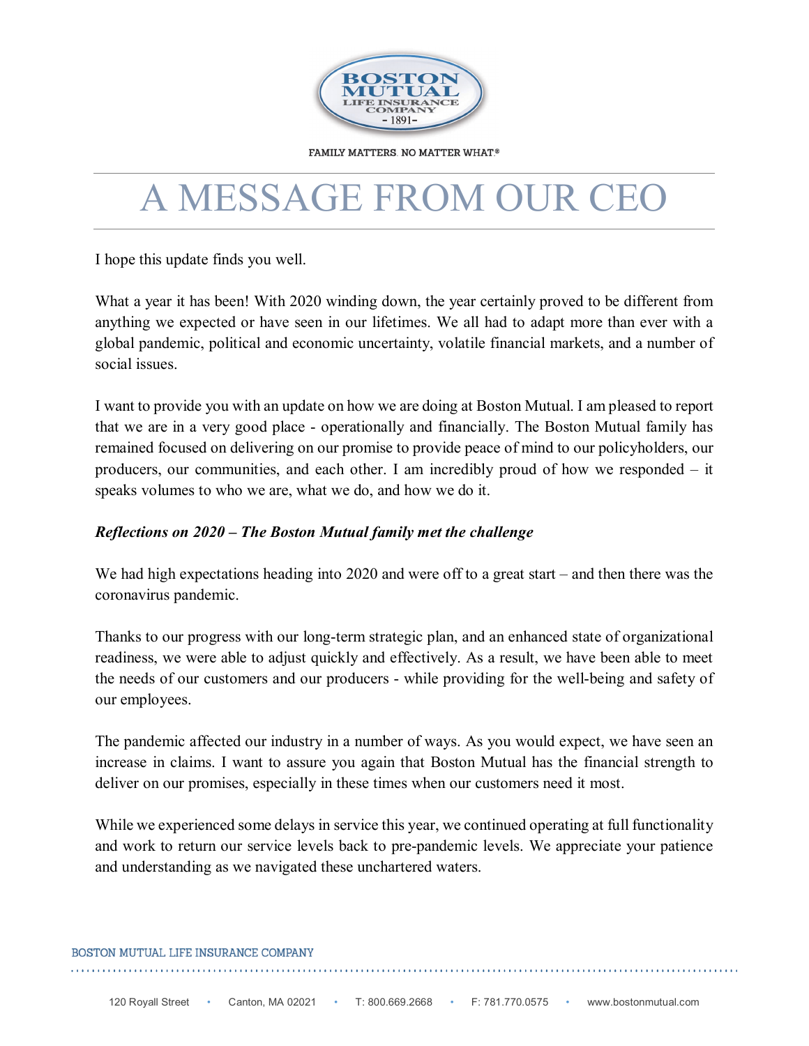FAMILY MATTERS. NO MATTER WHAT®

# A MESSAGE FROM OUR CEO

I hope this update finds you well.

What a year it has been! With 2020 winding down, the year certainly proved to be different from anything we expected or have seen in our lifetimes. We all had to adapt more than ever with a global pandemic, political and economic uncertainty, volatile financial markets, and a number of social issues.

I want to provide you with an update on how we are doing at Boston Mutual. I am pleased to report that we are in a very good place - operationally and financially. The Boston Mutual family has remained focused on delivering on our promise to provide peace of mind to our policyholders, our producers, our communities, and each other. I am incredibly proud of how we responded – it speaks volumes to who we are, what we do, and how we do it.

***Reflections on 2020 – The Boston Mutual family met the challenge***

We had high expectations heading into 2020 and were off to a great start – and then there was the coronavirus pandemic.

Thanks to our progress with our long-term strategic plan, and an enhanced state of organizational readiness, we were able to adjust quickly and effectively. As a result, we have been able to meet the needs of our customers and our producers - while providing for the well-being and safety of our employees.

The pandemic affected our industry in a number of ways. As you would expect, we have seen an increase in claims. I want to assure you again that Boston Mutual has the financial strength to deliver on our promises, especially in these times when our customers need it most.

While we experienced some delays in service this year, we continued operating at full functionality and work to return our service levels back to pre-pandemic levels. We appreciate your patience and understanding as we navigated these unchartered waters.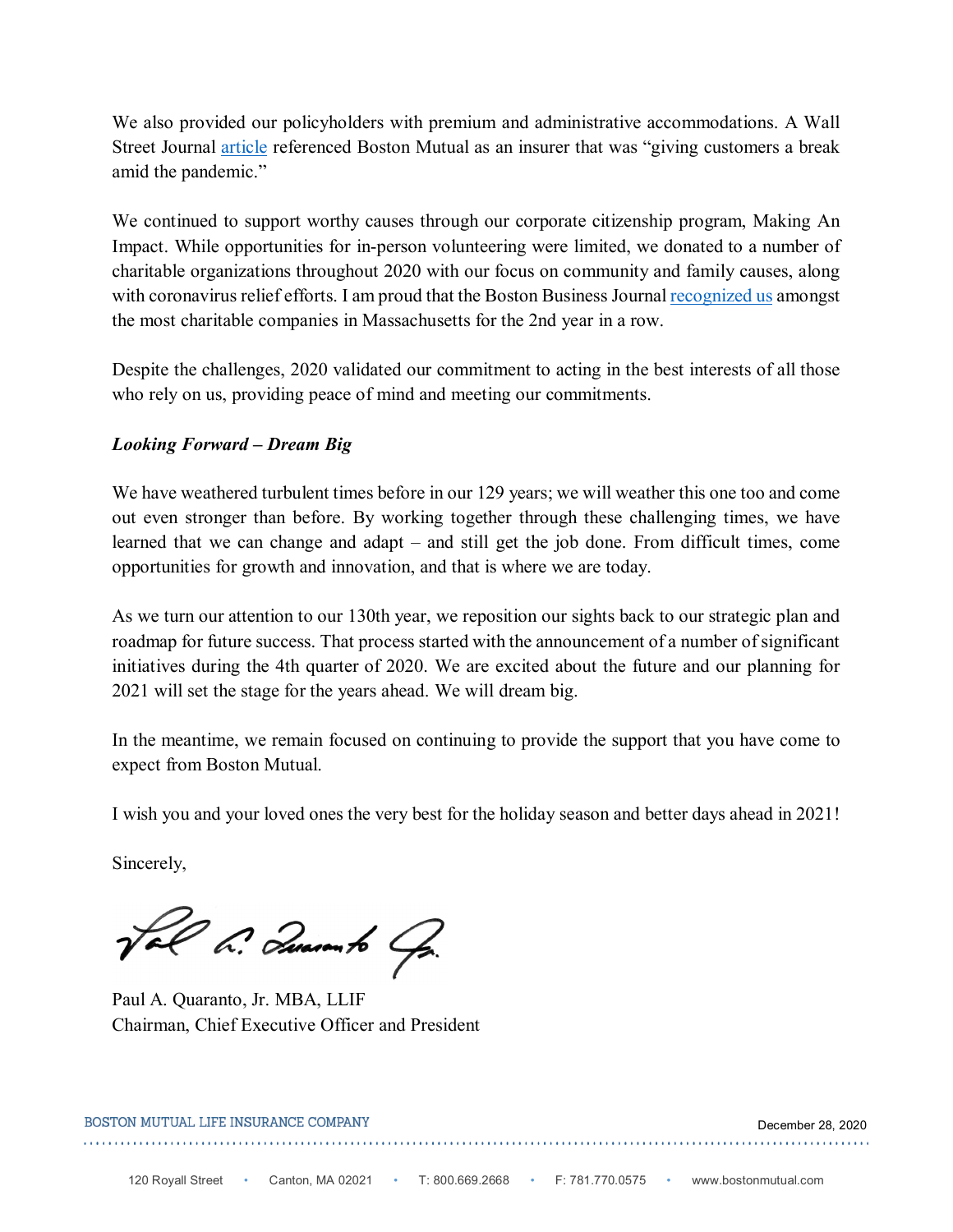We also provided our policyholders with premium and administrative accommodations. A Wall Street Journal article referenced Boston Mutual as an insurer that was "giving customers a break amid the pandemic."

We continued to support worthy causes through our corporate citizenship program, Making An Impact. While opportunities for in-person volunteering were limited, we donated to a number of charitable organizations throughout 2020 with our focus on community and family causes, along with coronavirus relief efforts. I am proud that the Boston Business Journal recognized us amongst the most charitable companies in Massachusetts for the 2nd year in a row.

Despite the challenges, 2020 validated our commitment to acting in the best interests of all those who rely on us, providing peace of mind and meeting our commitments.

***Looking Forward – Dream Big***

We have weathered turbulent times before in our 129 years; we will weather this one too and come out even stronger than before. By working together through these challenging times, we have learned that we can change and adapt – and still get the job done. From difficult times, come opportunities for growth and innovation, and that is where we are today.

As we turn our attention to our 130th year, we reposition our sights back to our strategic plan and roadmap for future success. That process started with the announcement of a number of significant initiatives during the 4th quarter of 2020. We are excited about the future and our planning for 2021 will set the stage for the years ahead. We will dream big.

In the meantime, we remain focused on continuing to provide the support that you have come to expect from Boston Mutual.

I wish you and your loved ones the very best for the holiday season and better days ahead in 2021!

Sincerely,

Paul A. Quaranto, Jr. MBA, LLIF
Chairman, Chief Executive Officer and President

BOSTON MUTUAL LIFE INSURANCE COMPANY

December 28, 2020

120 Royall Street • Canton, MA 02021 • T: 800.669.2668 • F: 781.770.0575 • www.bostonmutual.com